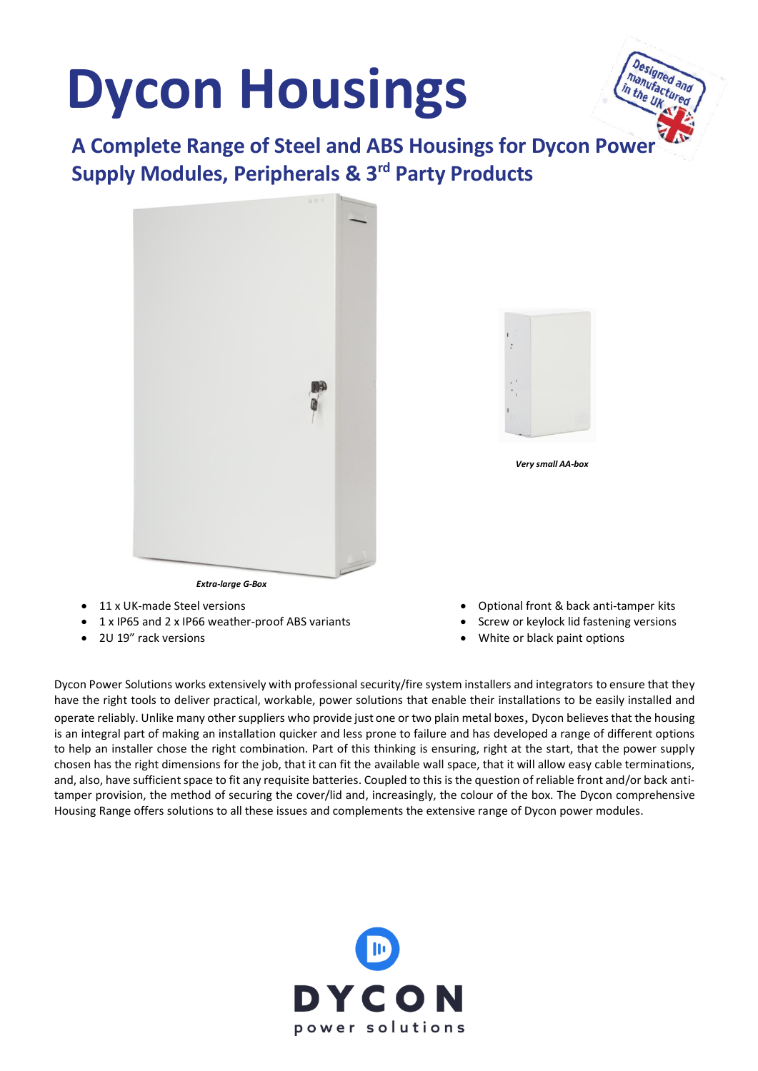# Dycon Housings

## A Complete Range of Steel and ABS Housings for Dycon Power Supply Modules, Peripherals & 3rd Party Products

*Extra-large G-Box*

*Very small AA-box*

- 11 x UK-made Steel versions
- 1 x IP65 and 2 x IP66 weather-proof ABS variants
- 2U 19" rack versions
- Optional front & back anti-tamper kits
- Screw or keylock lid fastening versions
- White or black paint options

Dycon Power Solutions works extensively with professional security/fire system installers and integrators to ensure that they have the right tools to deliver practical, workable, power solutions that enable their installations to be easily installed and operate reliably. Unlike many other suppliers who provide just one or two plain metal boxes, Dycon believes that the housing is an integral part of making an installation quicker and less prone to failure and has developed a range of different options to help an installer chose the right combination. Part of this thinking is ensuring, right at the start, that the power supply chosen has the right dimensions for the job, that it can fit the available wall space, that it will allow easy cable terminations, and, also, have sufficient space to fit any requisite batteries. Coupled to this is the question of reliable front and/or back anti-tamper provision, the method of securing the cover/lid and, increasingly, the colour of the box. The Dycon comprehensive Housing Range offers solutions to all these issues and complements the extensive range of Dycon power modules.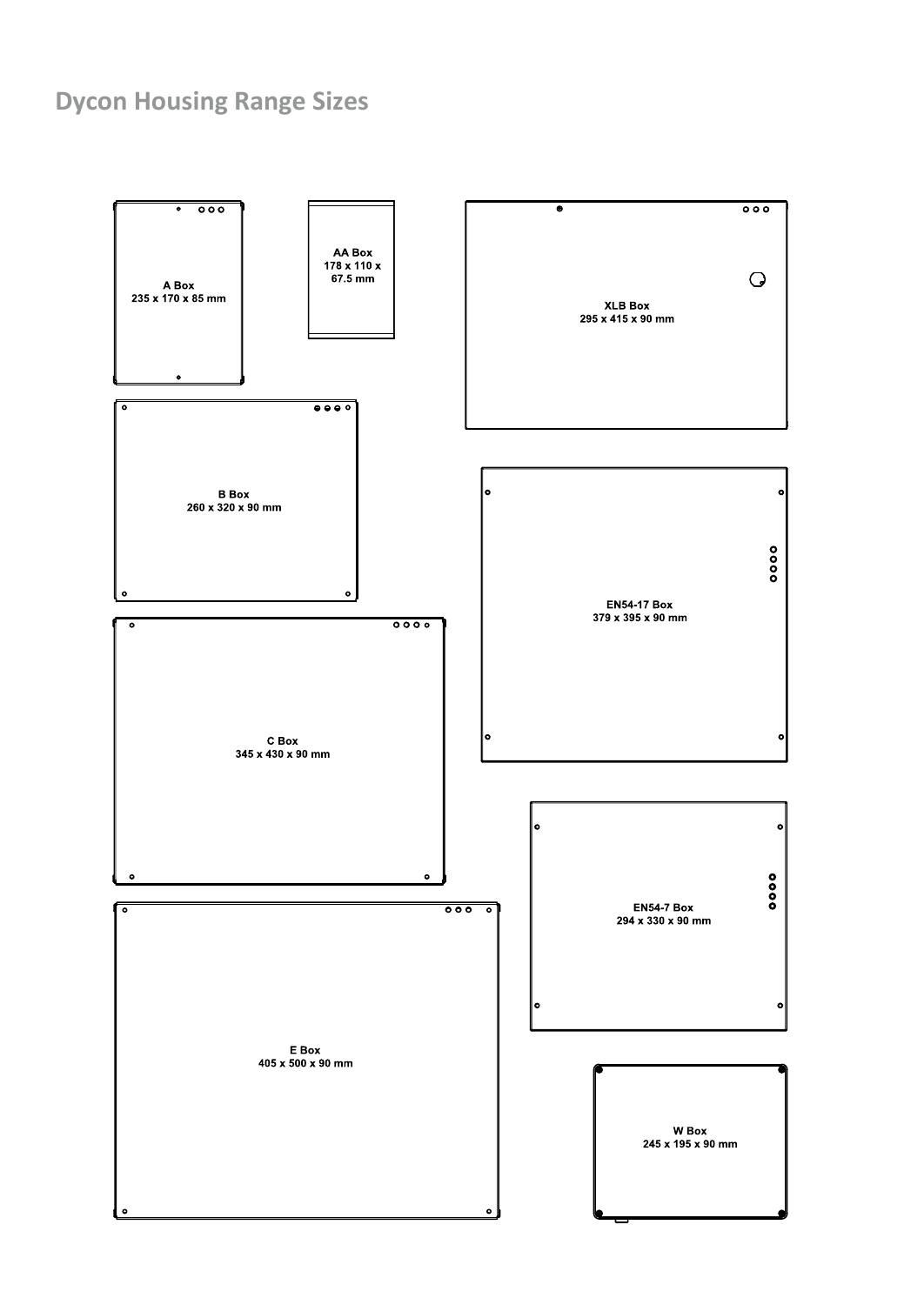# Dycon Housing Range Sizes

**A Box**
235 x 170 x 85 mm

**AA Box**
178 x 110 x 67.5 mm

**XLB Box**
295 x 415 x 90 mm

**B Box**
260 x 320 x 90 mm

**EN54-17 Box**
379 x 395 x 90 mm

**C Box**
345 x 430 x 90 mm

**EN54-7 Box**
294 x 330 x 90 mm

**E Box**
405 x 500 x 90 mm

**W Box**
245 x 195 x 90 mm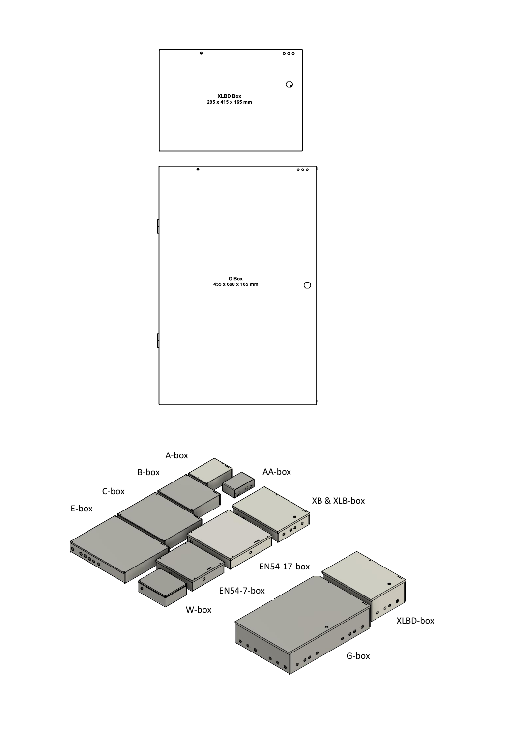XLBD Box
295 x 415 x 165 mm

G Box
455 x 690 x 165 mm

A-box

B-box

AA-box

C-box

XB & XLB-box

E-box

EN54-17-box

EN54-7-box

W-box

XLBD-box

G-box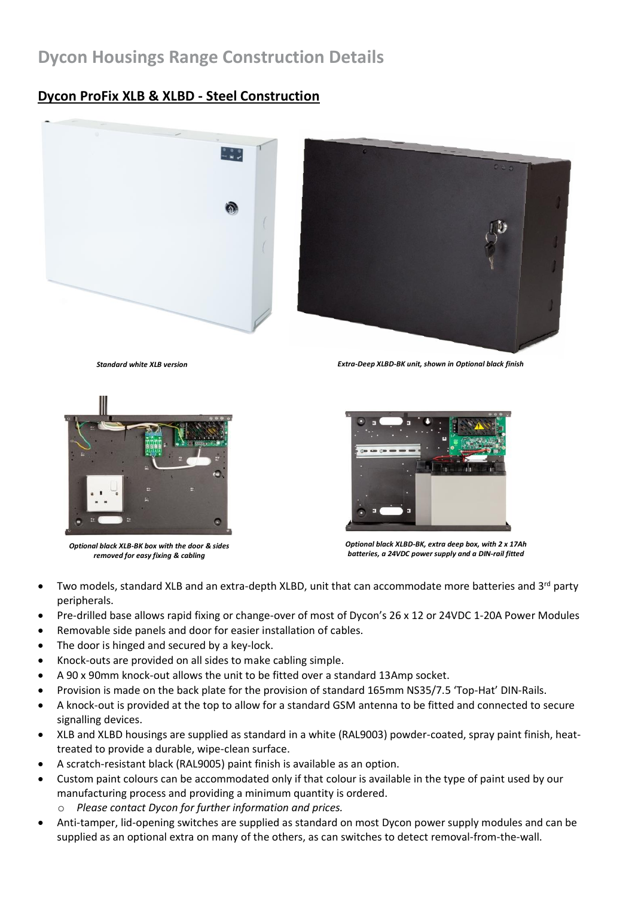# Dycon Housings Range Construction Details

## Dycon ProFix XLB & XLBD - Steel Construction

*Standard white XLB version*

*Extra-Deep XLBD-BK unit, shown in Optional black finish*

*Optional black XLB-BK box with the door & sides removed for easy fixing & cabling*

*Optional black XLBD-BK, extra deep box, with 2 x 17Ah batteries, a 24VDC power supply and a DIN-rail fitted*

- Two models, standard XLB and an extra-depth XLBD, unit that can accommodate more batteries and 3rd party peripherals.
- Pre-drilled base allows rapid fixing or change-over of most of Dycon's 26 x 12 or 24VDC 1-20A Power Modules
- Removable side panels and door for easier installation of cables.
- The door is hinged and secured by a key-lock.
- Knock-outs are provided on all sides to make cabling simple.
- A 90 x 90mm knock-out allows the unit to be fitted over a standard 13Amp socket.
- Provision is made on the back plate for the provision of standard 165mm NS35/7.5 'Top-Hat' DIN-Rails.
- A knock-out is provided at the top to allow for a standard GSM antenna to be fitted and connected to secure signalling devices.
- XLB and XLBD housings are supplied as standard in a white (RAL9003) powder-coated, spray paint finish, heat-treated to provide a durable, wipe-clean surface.
- A scratch-resistant black (RAL9005) paint finish is available as an option.
- Custom paint colours can be accommodated only if that colour is available in the type of paint used by our manufacturing process and providing a minimum quantity is ordered.
    - *Please contact Dycon for further information and prices.*
- Anti-tamper, lid-opening switches are supplied as standard on most Dycon power supply modules and can be supplied as an optional extra on many of the others, as can switches to detect removal-from-the-wall.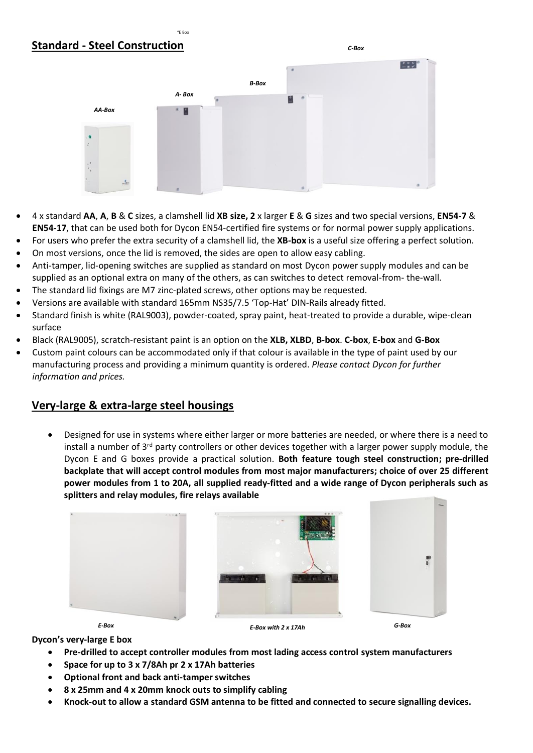"E Box

## Standard - Steel Construction

*C-Box*

*B-Box*

*A- Box*

*AA-Box*

- 4 x standard **AA**, **A**, **B** & **C** sizes, a clamshell lid **XB size, 2** x larger **E** & **G** sizes and two special versions, **EN54-7** & **EN54-17**, that can be used both for Dycon EN54-certified fire systems or for normal power supply applications.
- For users who prefer the extra security of a clamshell lid, the **XB-box** is a useful size offering a perfect solution.
- On most versions, once the lid is removed, the sides are open to allow easy cabling.
- Anti-tamper, lid-opening switches are supplied as standard on most Dycon power supply modules and can be supplied as an optional extra on many of the others, as can switches to detect removal-from- the-wall.
- The standard lid fixings are M7 zinc-plated screws, other options may be requested.
- Versions are available with standard 165mm NS35/7.5 'Top-Hat' DIN-Rails already fitted.
- Standard finish is white (RAL9003), powder-coated, spray paint, heat-treated to provide a durable, wipe-clean surface
- Black (RAL9005), scratch-resistant paint is an option on the **XLB, XLBD**, **B-box**. **C-box**, **E-box** and **G-Box**
- Custom paint colours can be accommodated only if that colour is available in the type of paint used by our manufacturing process and providing a minimum quantity is ordered. *Please contact Dycon for further information and prices.*

## Very-large & extra-large steel housings

- Designed for use in systems where either larger or more batteries are needed, or where there is a need to install a number of 3rd party controllers or other devices together with a larger power supply module, the Dycon E and G boxes provide a practical solution. **Both feature tough steel construction; pre-drilled backplate that will accept control modules from most major manufacturers; choice of over 25 different power modules from 1 to 20A, all supplied ready-fitted and a wide range of Dycon peripherals such as splitters and relay modules, fire relays available**

*E-Box* *E-Box with 2 x 17Ah* *G-Box*

**Dycon's very-large E box**

- **Pre-drilled to accept controller modules from most lading access control system manufacturers**
- **Space for up to 3 x 7/8Ah pr 2 x 17Ah batteries**
- **Optional front and back anti-tamper switches**
- **8 x 25mm and 4 x 20mm knock outs to simplify cabling**
- **Knock-out to allow a standard GSM antenna to be fitted and connected to secure signalling devices.**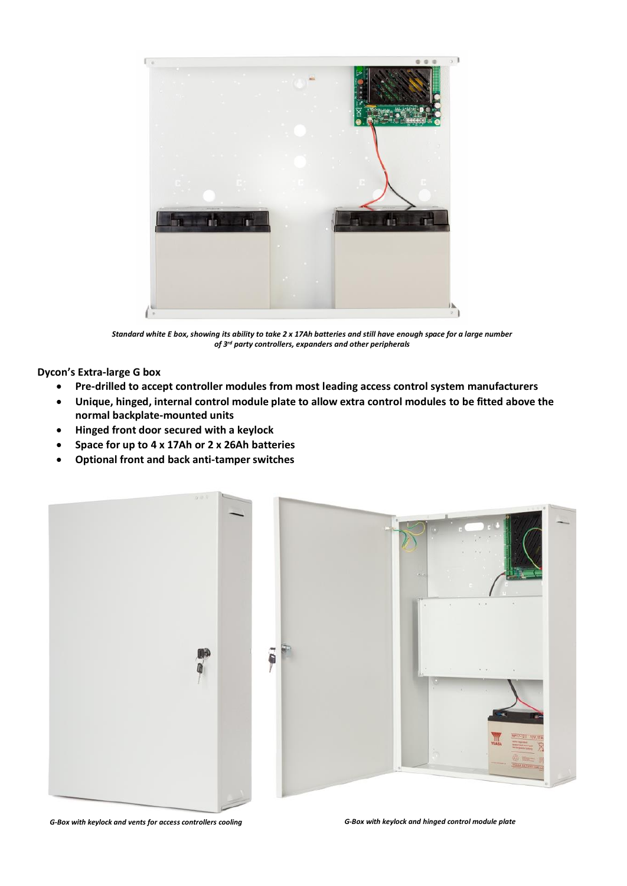*Standard white E box, showing its ability to take 2 x 17Ah batteries and still have enough space for a large number of 3rd party controllers, expanders and other peripherals*

**Dycon's Extra-large G box**

- **Pre-drilled to accept controller modules from most leading access control system manufacturers**
- **Unique, hinged, internal control module plate to allow extra control modules to be fitted above the normal backplate-mounted units**
- **Hinged front door secured with a keylock**
- **Space for up to 4 x 17Ah or 2 x 26Ah batteries**
- **Optional front and back anti-tamper switches**

*G-Box with keylock and vents for access controllers cooling*

*G-Box with keylock and hinged control module plate*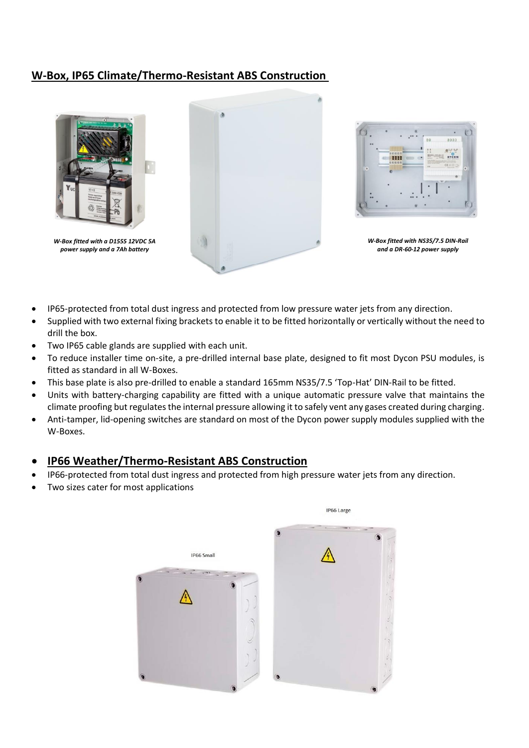## W-Box, IP65 Climate/Thermo-Resistant ABS Construction

*W-Box fitted with a D1555 12VDC 5A power supply and a 7Ah battery*

*W-Box fitted with NS35/7.5 DIN-Rail and a DR-60-12 power supply*

- IP65-protected from total dust ingress and protected from low pressure water jets from any direction.
- Supplied with two external fixing brackets to enable it to be fitted horizontally or vertically without the need to drill the box.
- Two IP65 cable glands are supplied with each unit.
- To reduce installer time on-site, a pre-drilled internal base plate, designed to fit most Dycon PSU modules, is fitted as standard in all W-Boxes.
- This base plate is also pre-drilled to enable a standard 165mm NS35/7.5 'Top-Hat' DIN-Rail to be fitted.
- Units with battery-charging capability are fitted with a unique automatic pressure valve that maintains the climate proofing but regulates the internal pressure allowing it to safely vent any gases created during charging.
- Anti-tamper, lid-opening switches are standard on most of the Dycon power supply modules supplied with the W-Boxes.

## IP66 Weather/Thermo-Resistant ABS Construction

- IP66-protected from total dust ingress and protected from high pressure water jets from any direction.
- Two sizes cater for most applications

IP66 Small

IP66 Large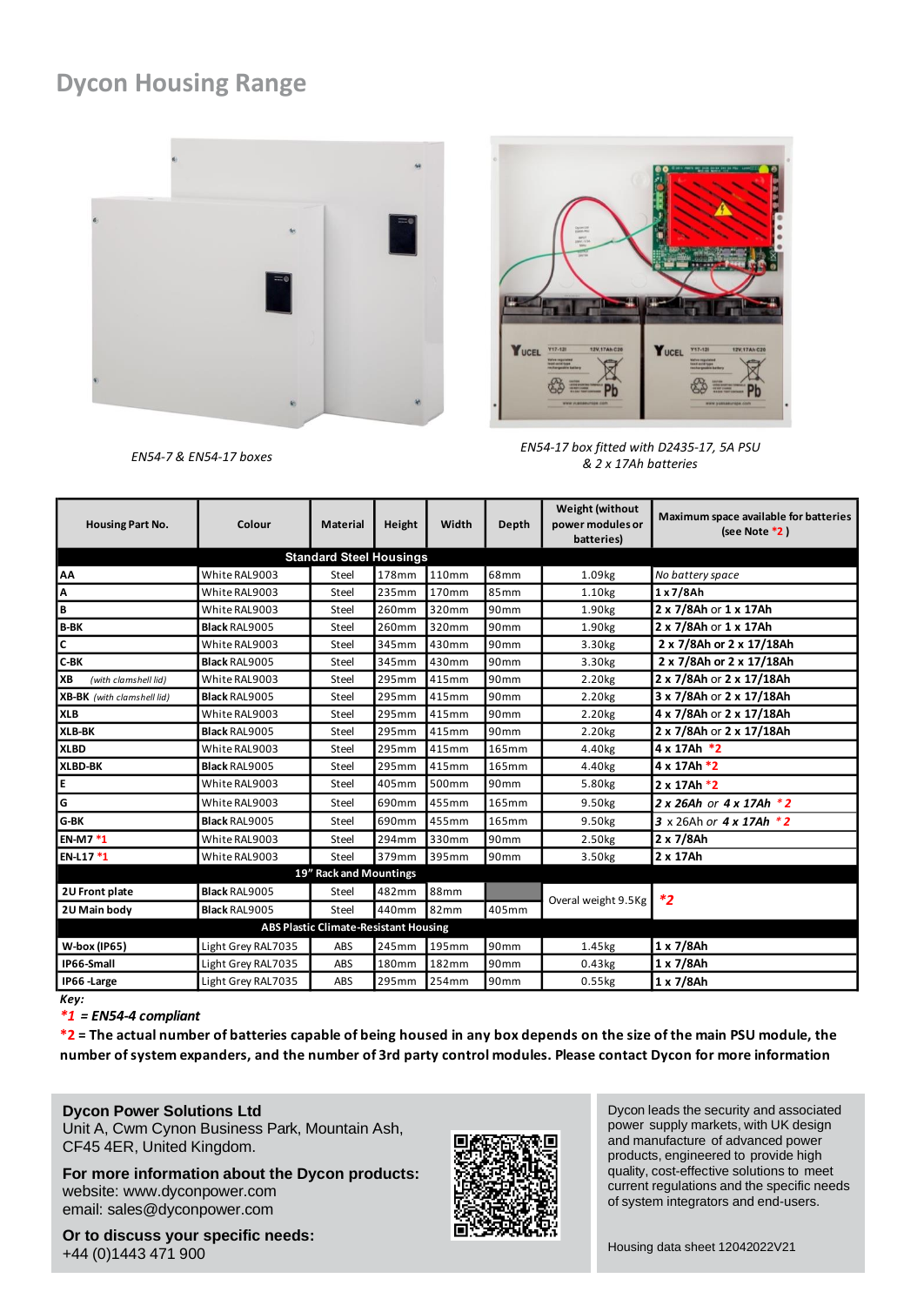# Dycon Housing Range

*EN54-7 & EN54-17 boxes*

*EN54-17 box fitted with D2435-17, 5A PSU & 2 x 17Ah batteries*

| Housing Part No. | Colour | Material | Height | Width | Depth | Weight (without power modules or batteries) | Maximum space available for batteries (see Note *2 ) |
|---|---|---|---|---|---|---|---|
| **Standard Steel Housings** | | | | | | | |
| **AA** | White RAL9003 | Steel | 178mm | 110mm | 68mm | 1.09kg | *No battery space* |
| **A** | White RAL9003 | Steel | 235mm | 170mm | 85mm | 1.10kg | **1 x 7/8Ah** |
| **B** | White RAL9003 | Steel | 260mm | 320mm | 90mm | 1.90kg | **2 x 7/8Ah** or **1 x 17Ah** |
| **B-BK** | **Black** RAL9005 | Steel | 260mm | 320mm | 90mm | 1.90kg | **2 x 7/8Ah** or **1 x 17Ah** |
| **C** | White RAL9003 | Steel | 345mm | 430mm | 90mm | 3.30kg | **2 x 7/8Ah or 2 x 17/18Ah** |
| **C-BK** | **Black** RAL9005 | Steel | 345mm | 430mm | 90mm | 3.30kg | **2 x 7/8Ah or 2 x 17/18Ah** |
| **XB** *(with clamshell lid)* | White RAL9003 | Steel | 295mm | 415mm | 90mm | 2.20kg | **2 x 7/8Ah** or **2 x 17/18Ah** |
| **XB-BK** *(with clamshell lid)* | **Black** RAL9005 | Steel | 295mm | 415mm | 90mm | 2.20kg | **3 x 7/8Ah** or **2 x 17/18Ah** |
| **XLB** | White RAL9003 | Steel | 295mm | 415mm | 90mm | 2.20kg | **4 x 7/8Ah** or **2 x 17/18Ah** |
| **XLB-BK** | **Black** RAL9005 | Steel | 295mm | 415mm | 90mm | 2.20kg | **2 x 7/8Ah** or **2 x 17/18Ah** |
| **XLBD** | White RAL9003 | Steel | 295mm | 415mm | 165mm | 4.40kg | **4 x 17Ah** *2 |
| **XLBD-BK** | **Black** RAL9005 | Steel | 295mm | 415mm | 165mm | 4.40kg | **4 x 17Ah** *2 |
| **E** | White RAL9003 | Steel | 405mm | 500mm | 90mm | 5.80kg | **2 x 17Ah** *2 |
| **G** | White RAL9003 | Steel | 690mm | 455mm | 165mm | 9.50kg | ***2 x 26Ah*** *or* ***4 x 17Ah*** *2 |
| **G-BK** | **Black** RAL9005 | Steel | 690mm | 455mm | 165mm | 9.50kg | ***3*** x 26Ah *or* ***4 x 17Ah*** *2 |
| **EN-M7** *1 | White RAL9003 | Steel | 294mm | 330mm | 90mm | 2.50kg | **2 x 7/8Ah** |
| **EN-L17** *1 | White RAL9003 | Steel | 379mm | 395mm | 90mm | 3.50kg | **2 x 17Ah** |
| **19" Rack and Mountings** | | | | | | | |
| **2U Front plate** | **Black** RAL9005 | Steel | 482mm | 88mm | | Overal weight 9.5Kg | *2 |
| **2U Main body** | **Black** RAL9005 | Steel | 440mm | 82mm | 405mm | | |
| **ABS Plastic Climate-Resistant Housing** | | | | | | | |
| **W-box (IP65)** | Light Grey RAL7035 | ABS | 245mm | 195mm | 90mm | 1.45kg | **1 x 7/8Ah** |
| **IP66-Small** | Light Grey RAL7035 | ABS | 180mm | 182mm | 90mm | 0.43kg | **1 x 7/8Ah** |
| **IP66 -Large** | Light Grey RAL7035 | ABS | 295mm | 254mm | 90mm | 0.55kg | **1 x 7/8Ah** |

***Key:***

***\*1 = EN54-4 compliant***

**\*2 = The actual number of batteries capable of being housed in any box depends on the size of the main PSU module, the number of system expanders, and the number of 3rd party control modules. Please contact Dycon for more information**

**Dycon Power Solutions Ltd**
Unit A, Cwm Cynon Business Park, Mountain Ash, CF45 4ER, United Kingdom.

**For more information about the Dycon products:**
website: www.dyconpower.com
email: sales@dyconpower.com

**Or to discuss your specific needs:**
+44 (0)1443 471 900

Dycon leads the security and associated power supply markets, with UK design and manufacture of advanced power products, engineered to provide high quality, cost-effective solutions to meet current regulations and the specific needs of system integrators and end-users.

Housing data sheet 12042022V21